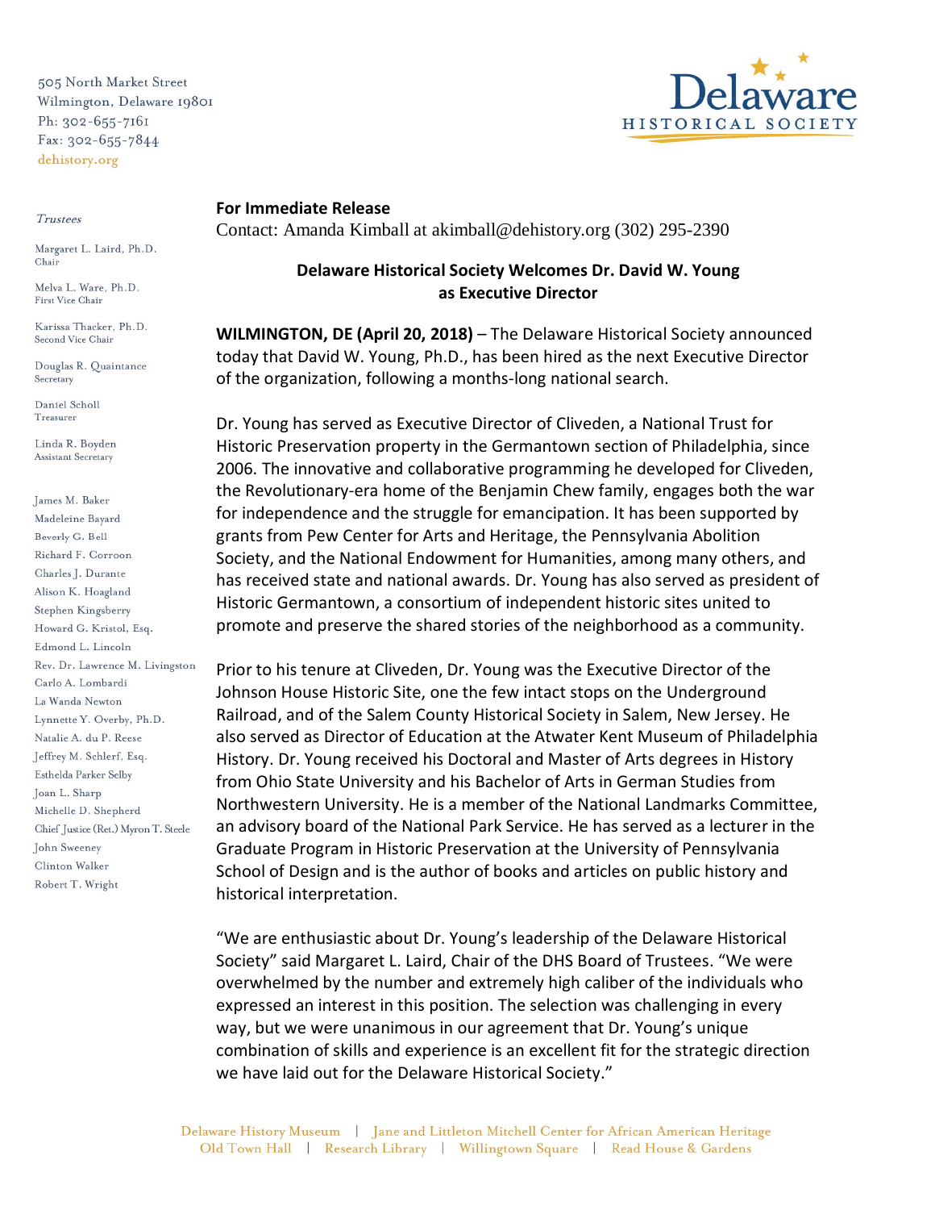505 North Market Street
Wilmington, Delaware 19801
Ph: 302-655-7161
Fax: 302-655-7844
dehistory.org

Delaware HISTORICAL SOCIETY

*Trustees*

Margaret L. Laird, Ph.D.
Chair

Melva L. Ware, Ph.D.
First Vice Chair

Karissa Thacker, Ph.D.
Second Vice Chair

Douglas R. Quaintance
Secretary

Daniel Scholl
Treasurer

Linda R. Boyden
Assistant Secretary

James M. Baker
Madeleine Bayard
Beverly G. Bell
Richard F. Corroon
Charles J. Durante
Alison K. Hoagland
Stephen Kingsberry
Howard G. Kristol, Esq.
Edmond L. Lincoln
Rev. Dr. Lawrence M. Livingston
Carlo A. Lombardi
La Wanda Newton
Lynnette Y. Overby, Ph.D.
Natalie A. du P. Reese
Jeffrey M. Schlerf, Esq.
Esthelda Parker Selby
Joan L. Sharp
Michelle D. Shepherd
Chief Justice (Ret.) Myron T. Steele
John Sweeney
Clinton Walker
Robert T. Wright

**For Immediate Release**
Contact: Amanda Kimball at akimball@dehistory.org (302) 295-2390

**Delaware Historical Society Welcomes Dr. David W. Young as Executive Director**

**WILMINGTON, DE (April 20, 2018)** – The Delaware Historical Society announced today that David W. Young, Ph.D., has been hired as the next Executive Director of the organization, following a months-long national search.

Dr. Young has served as Executive Director of Cliveden, a National Trust for Historic Preservation property in the Germantown section of Philadelphia, since 2006. The innovative and collaborative programming he developed for Cliveden, the Revolutionary-era home of the Benjamin Chew family, engages both the war for independence and the struggle for emancipation. It has been supported by grants from Pew Center for Arts and Heritage, the Pennsylvania Abolition Society, and the National Endowment for Humanities, among many others, and has received state and national awards. Dr. Young has also served as president of Historic Germantown, a consortium of independent historic sites united to promote and preserve the shared stories of the neighborhood as a community.

Prior to his tenure at Cliveden, Dr. Young was the Executive Director of the Johnson House Historic Site, one the few intact stops on the Underground Railroad, and of the Salem County Historical Society in Salem, New Jersey. He also served as Director of Education at the Atwater Kent Museum of Philadelphia History. Dr. Young received his Doctoral and Master of Arts degrees in History from Ohio State University and his Bachelor of Arts in German Studies from Northwestern University. He is a member of the National Landmarks Committee, an advisory board of the National Park Service. He has served as a lecturer in the Graduate Program in Historic Preservation at the University of Pennsylvania School of Design and is the author of books and articles on public history and historical interpretation.

"We are enthusiastic about Dr. Young's leadership of the Delaware Historical Society" said Margaret L. Laird, Chair of the DHS Board of Trustees. "We were overwhelmed by the number and extremely high caliber of the individuals who expressed an interest in this position. The selection was challenging in every way, but we were unanimous in our agreement that Dr. Young's unique combination of skills and experience is an excellent fit for the strategic direction we have laid out for the Delaware Historical Society."

Delaware History Museum | Jane and Littleton Mitchell Center for African American Heritage
Old Town Hall | Research Library | Willingtown Square | Read House & Gardens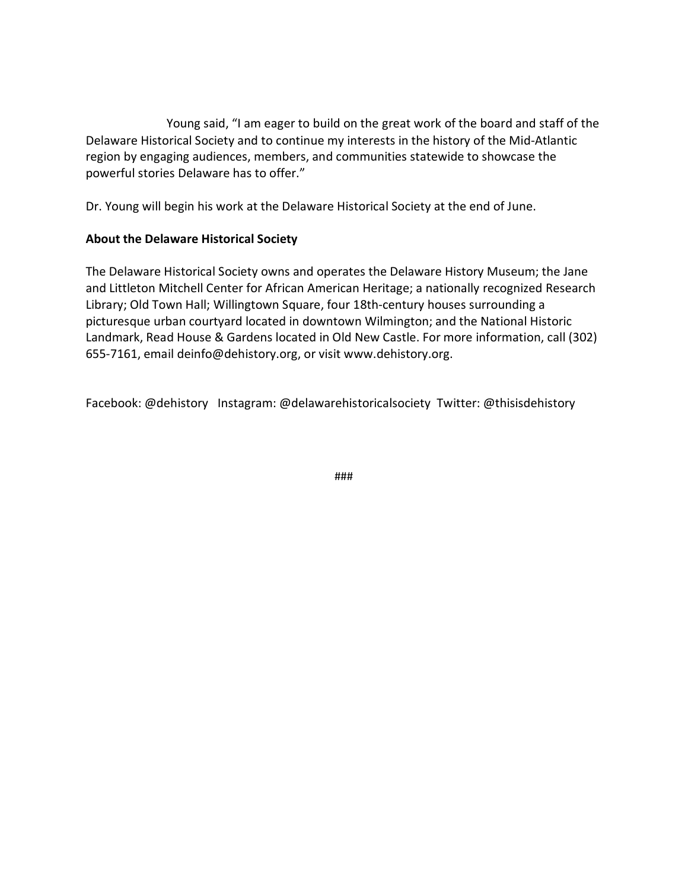Young said, "I am eager to build on the great work of the board and staff of the Delaware Historical Society and to continue my interests in the history of the Mid-Atlantic region by engaging audiences, members, and communities statewide to showcase the powerful stories Delaware has to offer."

Dr. Young will begin his work at the Delaware Historical Society at the end of June.

**About the Delaware Historical Society**

The Delaware Historical Society owns and operates the Delaware History Museum; the Jane and Littleton Mitchell Center for African American Heritage; a nationally recognized Research Library; Old Town Hall; Willingtown Square, four 18th-century houses surrounding a picturesque urban courtyard located in downtown Wilmington; and the National Historic Landmark, Read House & Gardens located in Old New Castle. For more information, call (302) 655-7161, email deinfo@dehistory.org, or visit www.dehistory.org.

Facebook: @dehistory   Instagram: @delawarehistoricalsociety   Twitter: @thisisdehistory

###